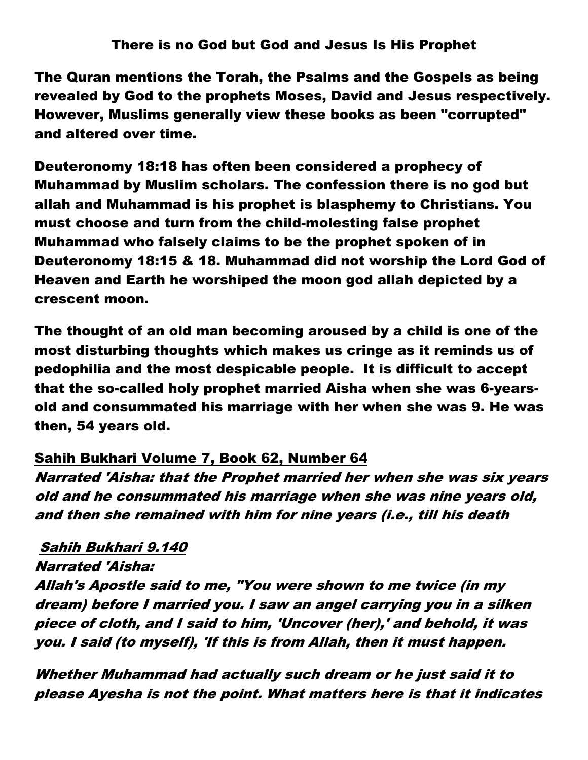# There is no God but God and Jesus Is His Prophet

**The Quran mentions the Torah, the Psalms and the Gospels as being revealed by God to the prophets Moses, David and Jesus respectively. However, Muslims generally view these books as been "corrupted" and altered over time.**

**Deuteronomy 18:18 has often been considered a prophecy of Muhammad by Muslim scholars. The confession there is no god but allah and Muhammad is his prophet is blasphemy to Christians. You must choose and turn from the child-molesting false prophet Muhammad who falsely claims to be the prophet spoken of in Deuteronomy 18:15 & 18. Muhammad did not worship the Lord God of Heaven and Earth he worshiped the moon god allah depicted by a crescent moon.**

**The thought of an old man becoming aroused by a child is one of the most disturbing thoughts which makes us cringe as it reminds us of pedophilia and the most despicable people. It is difficult to accept that the so-called holy prophet married Aisha when she was 6-years-old and consummated his marriage with her when she was 9. He was then, 54 years old.**

**Sahih Bukhari Volume 7, Book 62, Number 64**

*Narrated 'Aisha: that the Prophet married her when she was six years old and he consummated his marriage when she was nine years old, and then she remained with him for nine years (i.e., till his death*

*Sahih Bukhari 9.140*

*Narrated 'Aisha:*

*Allah's Apostle said to me, "You were shown to me twice (in my dream) before I married you. I saw an angel carrying you in a silken piece of cloth, and I said to him, 'Uncover (her),' and behold, it was you. I said (to myself), 'If this is from Allah, then it must happen.*

*Whether Muhammad had actually such dream or he just said it to please Ayesha is not the point. What matters here is that it indicates*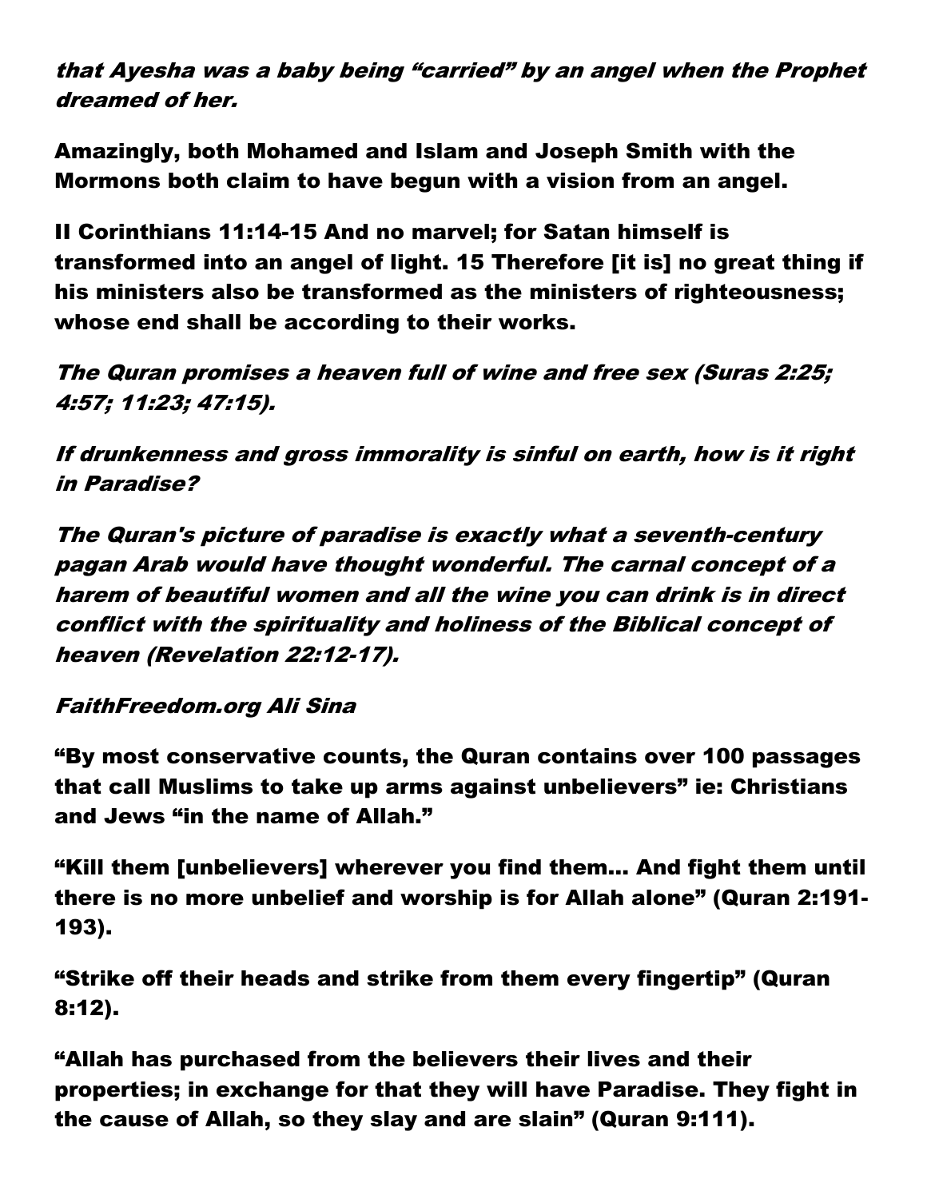*that Ayesha was a baby being "carried" by an angel when the Prophet dreamed of her.*

**Amazingly, both Mohamed and Islam and Joseph Smith with the Mormons both claim to have begun with a vision from an angel.**

**II Corinthians 11:14-15 And no marvel; for Satan himself is transformed into an angel of light. 15 Therefore [it is] no great thing if his ministers also be transformed as the ministers of righteousness; whose end shall be according to their works.**

*The Quran promises a heaven full of wine and free sex (Suras 2:25; 4:57; 11:23; 47:15).*

*If drunkenness and gross immorality is sinful on earth, how is it right in Paradise?*

*The Quran's picture of paradise is exactly what a seventh-century pagan Arab would have thought wonderful. The carnal concept of a harem of beautiful women and all the wine you can drink is in direct conflict with the spirituality and holiness of the Biblical concept of heaven (Revelation 22:12-17).*

*FaithFreedom.org Ali Sina*

**"By most conservative counts, the Quran contains over 100 passages that call Muslims to take up arms against unbelievers" ie: Christians and Jews "in the name of Allah."**

**"Kill them [unbelievers] wherever you find them... And fight them until there is no more unbelief and worship is for Allah alone" (Quran 2:191-193).**

**"Strike off their heads and strike from them every fingertip" (Quran 8:12).**

**"Allah has purchased from the believers their lives and their properties; in exchange for that they will have Paradise. They fight in the cause of Allah, so they slay and are slain" (Quran 9:111).**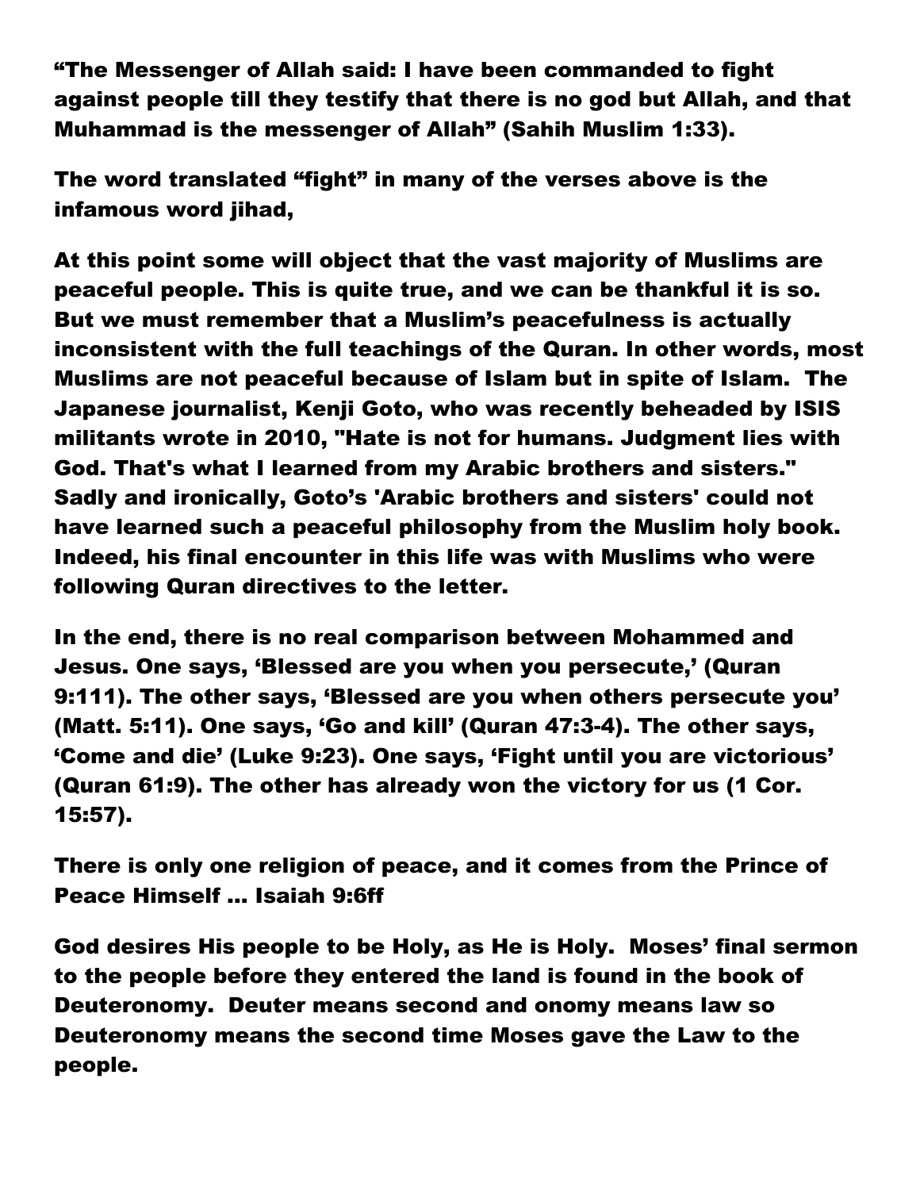**“The Messenger of Allah said: I have been commanded to fight against people till they testify that there is no god but Allah, and that Muhammad is the messenger of Allah” (Sahih Muslim 1:33).**

**The word translated “fight” in many of the verses above is the infamous word jihad,**

**At this point some will object that the vast majority of Muslims are peaceful people. This is quite true, and we can be thankful it is so. But we must remember that a Muslim’s peacefulness is actually inconsistent with the full teachings of the Quran. In other words, most Muslims are not peaceful because of Islam but in spite of Islam. The Japanese journalist, Kenji Goto, who was recently beheaded by ISIS militants wrote in 2010, "Hate is not for humans. Judgment lies with God. That's what I learned from my Arabic brothers and sisters." Sadly and ironically, Goto’s 'Arabic brothers and sisters' could not have learned such a peaceful philosophy from the Muslim holy book. Indeed, his final encounter in this life was with Muslims who were following Quran directives to the letter.**

**In the end, there is no real comparison between Mohammed and Jesus. One says, ‘Blessed are you when you persecute,’ (Quran 9:111). The other says, ‘Blessed are you when others persecute you’ (Matt. 5:11). One says, ‘Go and kill’ (Quran 47:3-4). The other says, ‘Come and die’ (Luke 9:23). One says, ‘Fight until you are victorious’ (Quran 61:9). The other has already won the victory for us (1 Cor. 15:57).**

**There is only one religion of peace, and it comes from the Prince of Peace Himself … Isaiah 9:6ff**

**God desires His people to be Holy, as He is Holy. Moses’ final sermon to the people before they entered the land is found in the book of Deuteronomy. Deuter means second and onomy means law so Deuteronomy means the second time Moses gave the Law to the people.**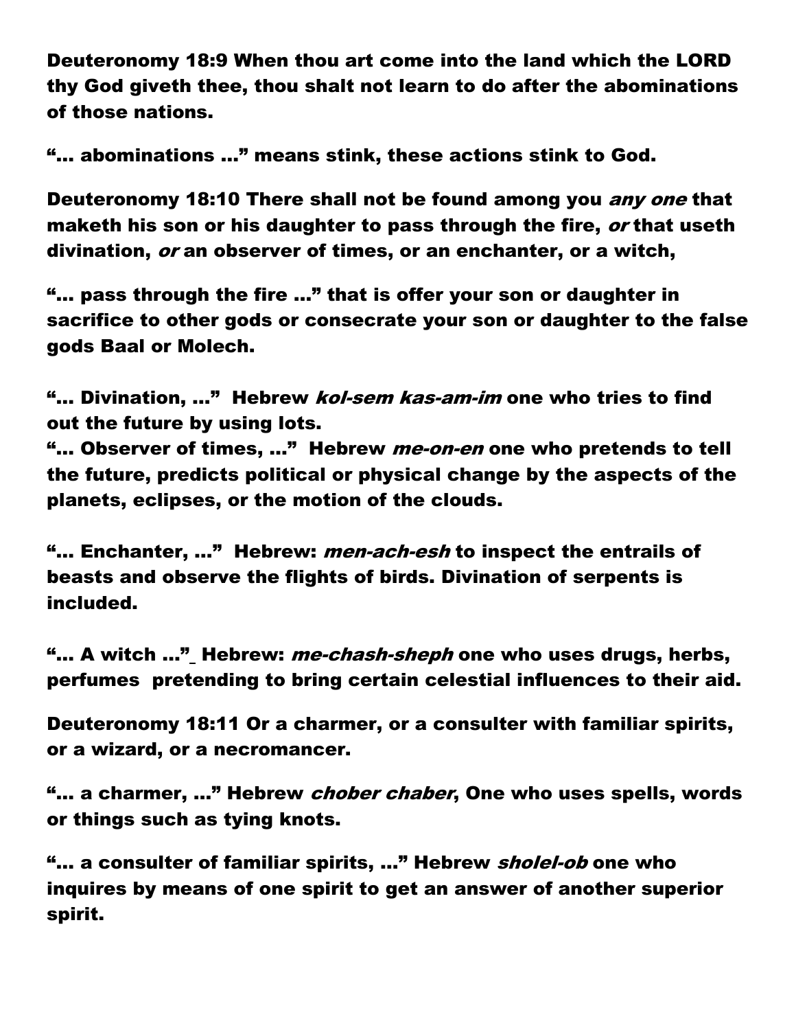**Deuteronomy 18:9 When thou art come into the land which the LORD thy God giveth thee, thou shalt not learn to do after the abominations of those nations.**

**"... abominations ..." means stink, these actions stink to God.**

**Deuteronomy 18:10 There shall not be found among you *any one* that maketh his son or his daughter to pass through the fire, *or* that useth divination, *or* an observer of times, or an enchanter, or a witch,**

**"... pass through the fire ..." that is offer your son or daughter in sacrifice to other gods or consecrate your son or daughter to the false gods Baal or Molech.**

**"... Divination, ..." Hebrew *kol-sem kas-am-im* one who tries to find out the future by using lots.**
**"... Observer of times, ..." Hebrew *me-on-en* one who pretends to tell the future, predicts political or physical change by the aspects of the planets, eclipses, or the motion of the clouds.**

**"... Enchanter, ..." Hebrew: *men-ach-esh* to inspect the entrails of beasts and observe the flights of birds. Divination of serpents is included.**

**"... A witch ..." Hebrew: *me-chash-sheph* one who uses drugs, herbs, perfumes pretending to bring certain celestial influences to their aid.**

**Deuteronomy 18:11 Or a charmer, or a consulter with familiar spirits, or a wizard, or a necromancer.**

**"... a charmer, ..." Hebrew *chober chaber*, One who uses spells, words or things such as tying knots.**

**"... a consulter of familiar spirits, ..." Hebrew *sholel-ob* one who inquires by means of one spirit to get an answer of another superior spirit.**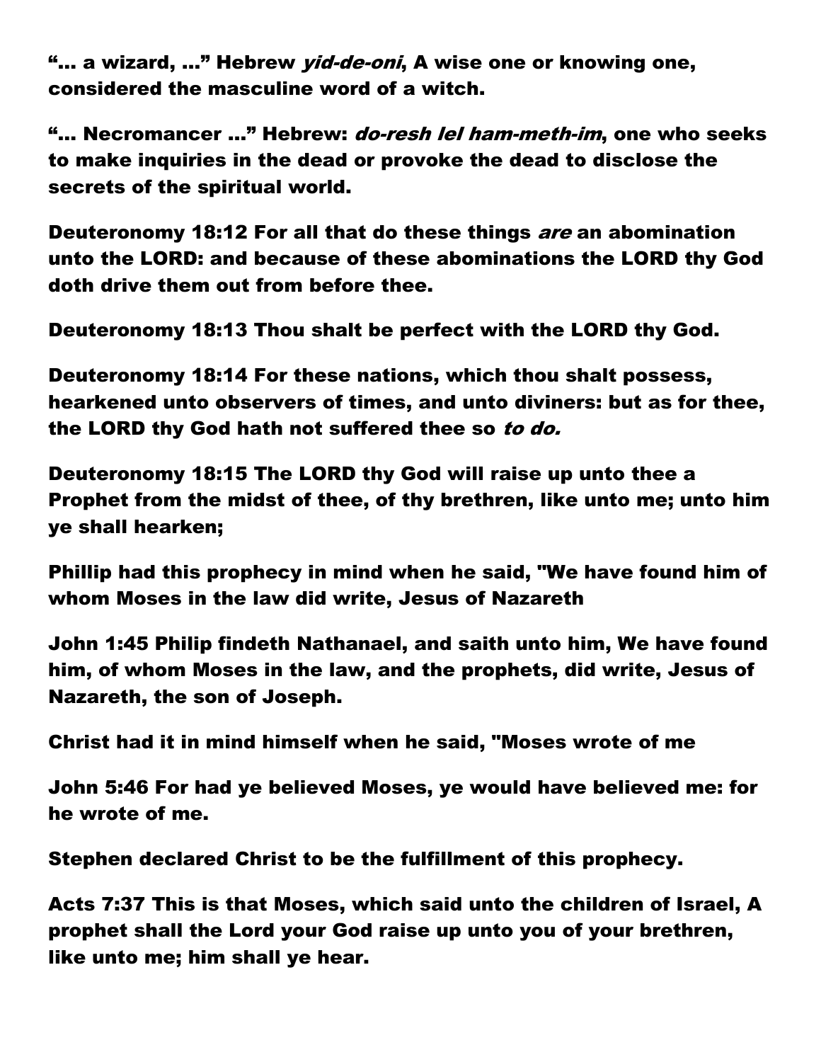**"… a wizard, …" Hebrew *yid-de-oni*, A wise one or knowing one, considered the masculine word of a witch.**

**"… Necromancer …" Hebrew: *do-resh lel ham-meth-im*, one who seeks to make inquiries in the dead or provoke the dead to disclose the secrets of the spiritual world.**

**Deuteronomy 18:12 For all that do these things *are* an abomination unto the LORD: and because of these abominations the LORD thy God doth drive them out from before thee.**

**Deuteronomy 18:13 Thou shalt be perfect with the LORD thy God.**

**Deuteronomy 18:14 For these nations, which thou shalt possess, hearkened unto observers of times, and unto diviners: but as for thee, the LORD thy God hath not suffered thee so *to do.***

**Deuteronomy 18:15 The LORD thy God will raise up unto thee a Prophet from the midst of thee, of thy brethren, like unto me; unto him ye shall hearken;**

**Phillip had this prophecy in mind when he said, "We have found him of whom Moses in the law did write, Jesus of Nazareth**

**John 1:45 Philip findeth Nathanael, and saith unto him, We have found him, of whom Moses in the law, and the prophets, did write, Jesus of Nazareth, the son of Joseph.**

**Christ had it in mind himself when he said, "Moses wrote of me**

**John 5:46 For had ye believed Moses, ye would have believed me: for he wrote of me.**

**Stephen declared Christ to be the fulfillment of this prophecy.**

**Acts 7:37 This is that Moses, which said unto the children of Israel, A prophet shall the Lord your God raise up unto you of your brethren, like unto me; him shall ye hear.**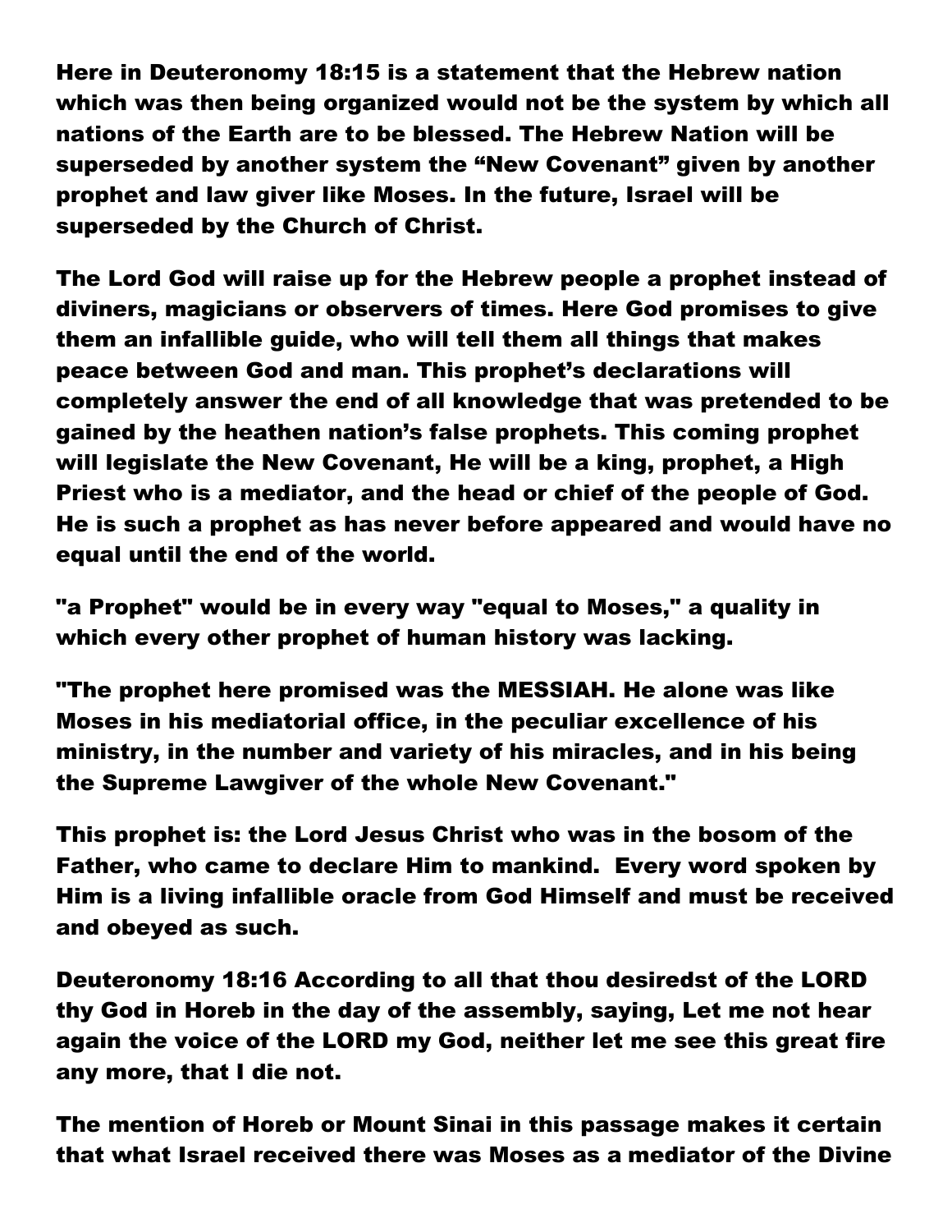Here in Deuteronomy 18:15 is a statement that the Hebrew nation which was then being organized would not be the system by which all nations of the Earth are to be blessed. The Hebrew Nation will be superseded by another system the “New Covenant” given by another prophet and law giver like Moses. In the future, Israel will be superseded by the Church of Christ.

The Lord God will raise up for the Hebrew people a prophet instead of diviners, magicians or observers of times. Here God promises to give them an infallible guide, who will tell them all things that makes peace between God and man. This prophet’s declarations will completely answer the end of all knowledge that was pretended to be gained by the heathen nation’s false prophets. This coming prophet will legislate the New Covenant, He will be a king, prophet, a High Priest who is a mediator, and the head or chief of the people of God. He is such a prophet as has never before appeared and would have no equal until the end of the world.

"a Prophet" would be in every way "equal to Moses," a quality in which every other prophet of human history was lacking.

"The prophet here promised was the MESSIAH. He alone was like Moses in his mediatorial office, in the peculiar excellence of his ministry, in the number and variety of his miracles, and in his being the Supreme Lawgiver of the whole New Covenant."

This prophet is: the Lord Jesus Christ who was in the bosom of the Father, who came to declare Him to mankind. Every word spoken by Him is a living infallible oracle from God Himself and must be received and obeyed as such.

Deuteronomy 18:16 According to all that thou desiredst of the LORD thy God in Horeb in the day of the assembly, saying, Let me not hear again the voice of the LORD my God, neither let me see this great fire any more, that I die not.

The mention of Horeb or Mount Sinai in this passage makes it certain that what Israel received there was Moses as a mediator of the Divine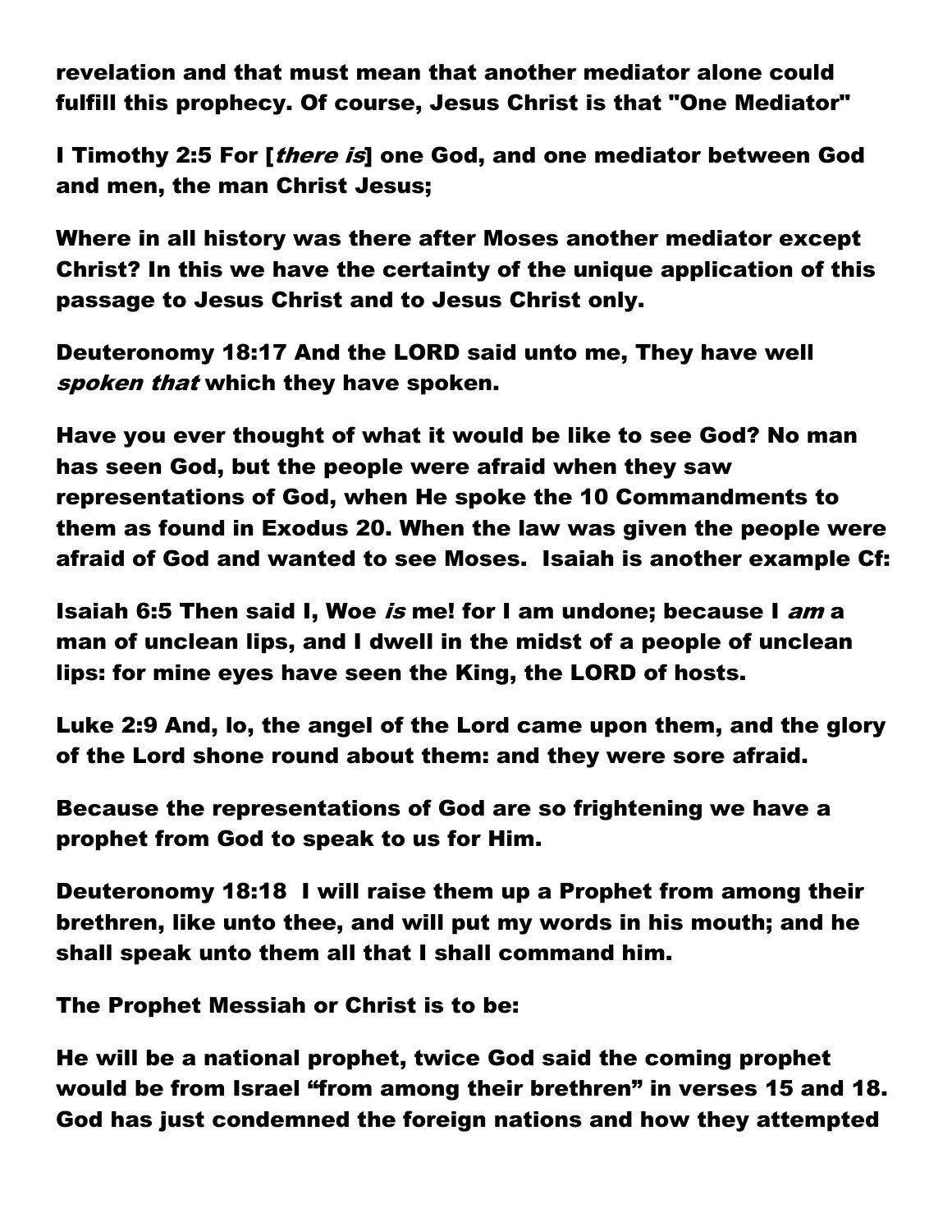revelation and that must mean that another mediator alone could fulfill this prophecy. Of course, Jesus Christ is that "One Mediator"

I Timothy 2:5 For [*there is*] one God, and one mediator between God and men, the man Christ Jesus;

Where in all history was there after Moses another mediator except Christ? In this we have the certainty of the unique application of this passage to Jesus Christ and to Jesus Christ only.

Deuteronomy 18:17 And the LORD said unto me, They have well *spoken that* which they have spoken.

Have you ever thought of what it would be like to see God? No man has seen God, but the people were afraid when they saw representations of God, when He spoke the 10 Commandments to them as found in Exodus 20. When the law was given the people were afraid of God and wanted to see Moses.  Isaiah is another example Cf:

Isaiah 6:5 Then said I, Woe *is* me! for I am undone; because I *am* a man of unclean lips, and I dwell in the midst of a people of unclean lips: for mine eyes have seen the King, the LORD of hosts.

Luke 2:9 And, lo, the angel of the Lord came upon them, and the glory of the Lord shone round about them: and they were sore afraid.

Because the representations of God are so frightening we have a prophet from God to speak to us for Him.

Deuteronomy 18:18  I will raise them up a Prophet from among their brethren, like unto thee, and will put my words in his mouth; and he shall speak unto them all that I shall command him.

The Prophet Messiah or Christ is to be:

He will be a national prophet, twice God said the coming prophet would be from Israel "from among their brethren" in verses 15 and 18. God has just condemned the foreign nations and how they attempted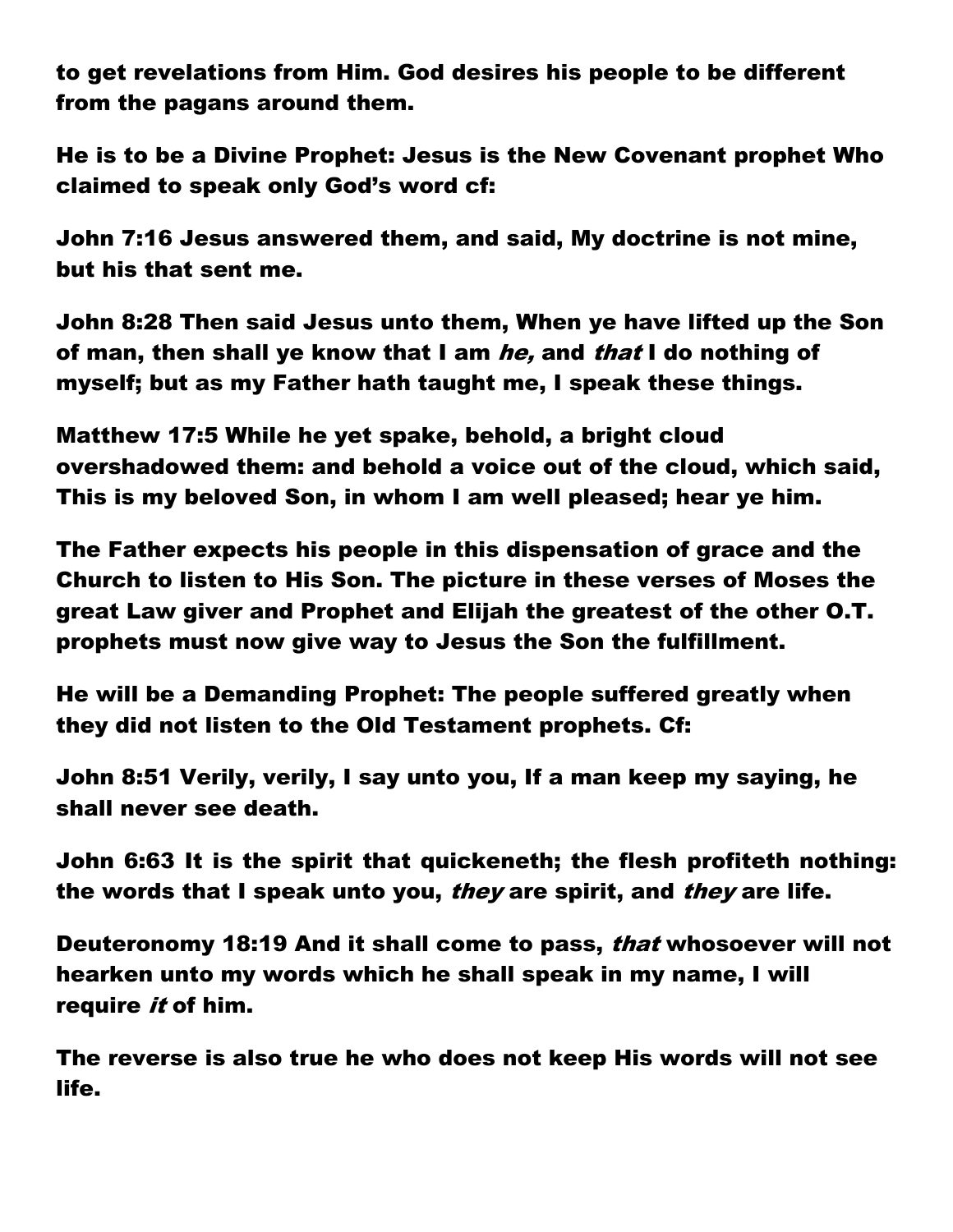to get revelations from Him. God desires his people to be different from the pagans around them.

He is to be a Divine Prophet: Jesus is the New Covenant prophet Who claimed to speak only God's word cf:

John 7:16 Jesus answered them, and said, My doctrine is not mine, but his that sent me.

John 8:28 Then said Jesus unto them, When ye have lifted up the Son of man, then shall ye know that I am *he,* and *that* I do nothing of myself; but as my Father hath taught me, I speak these things.

Matthew 17:5 While he yet spake, behold, a bright cloud overshadowed them: and behold a voice out of the cloud, which said, This is my beloved Son, in whom I am well pleased; hear ye him.

The Father expects his people in this dispensation of grace and the Church to listen to His Son. The picture in these verses of Moses the great Law giver and Prophet and Elijah the greatest of the other O.T. prophets must now give way to Jesus the Son the fulfillment.

He will be a Demanding Prophet: The people suffered greatly when they did not listen to the Old Testament prophets. Cf:

John 8:51 Verily, verily, I say unto you, If a man keep my saying, he shall never see death.

John 6:63 It is the spirit that quickeneth; the flesh profiteth nothing: the words that I speak unto you, *they* are spirit, and *they* are life.

Deuteronomy 18:19 And it shall come to pass, *that* whosoever will not hearken unto my words which he shall speak in my name, I will require *it* of him.

The reverse is also true he who does not keep His words will not see life.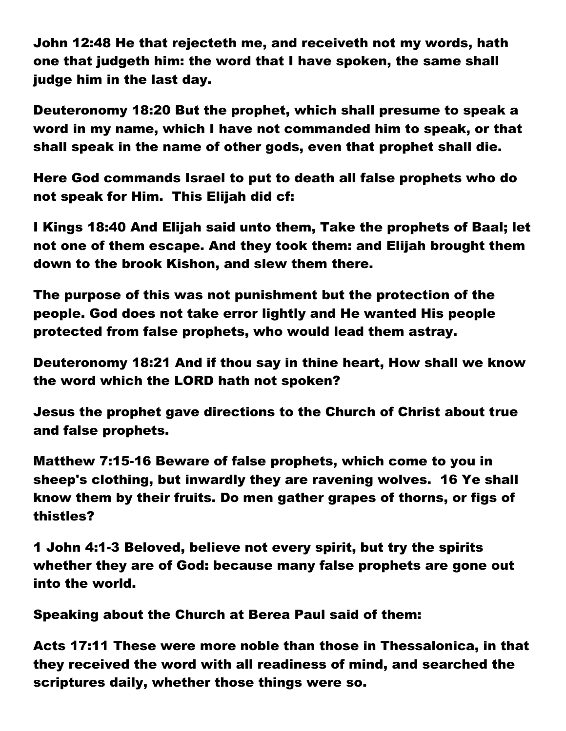**John 12:48 He that rejecteth me, and receiveth not my words, hath one that judgeth him: the word that I have spoken, the same shall judge him in the last day.**

**Deuteronomy 18:20 But the prophet, which shall presume to speak a word in my name, which I have not commanded him to speak, or that shall speak in the name of other gods, even that prophet shall die.**

**Here God commands Israel to put to death all false prophets who do not speak for Him.  This Elijah did cf:**

**I Kings 18:40 And Elijah said unto them, Take the prophets of Baal; let not one of them escape. And they took them: and Elijah brought them down to the brook Kishon, and slew them there.**

**The purpose of this was not punishment but the protection of the people. God does not take error lightly and He wanted His people protected from false prophets, who would lead them astray.**

**Deuteronomy 18:21 And if thou say in thine heart, How shall we know the word which the LORD hath not spoken?**

**Jesus the prophet gave directions to the Church of Christ about true and false prophets.**

**Matthew 7:15-16 Beware of false prophets, which come to you in sheep's clothing, but inwardly they are ravening wolves.  16 Ye shall know them by their fruits. Do men gather grapes of thorns, or figs of thistles?**

**1 John 4:1-3 Beloved, believe not every spirit, but try the spirits whether they are of God: because many false prophets are gone out into the world.**

**Speaking about the Church at Berea Paul said of them:**

**Acts 17:11 These were more noble than those in Thessalonica, in that they received the word with all readiness of mind, and searched the scriptures daily, whether those things were so.**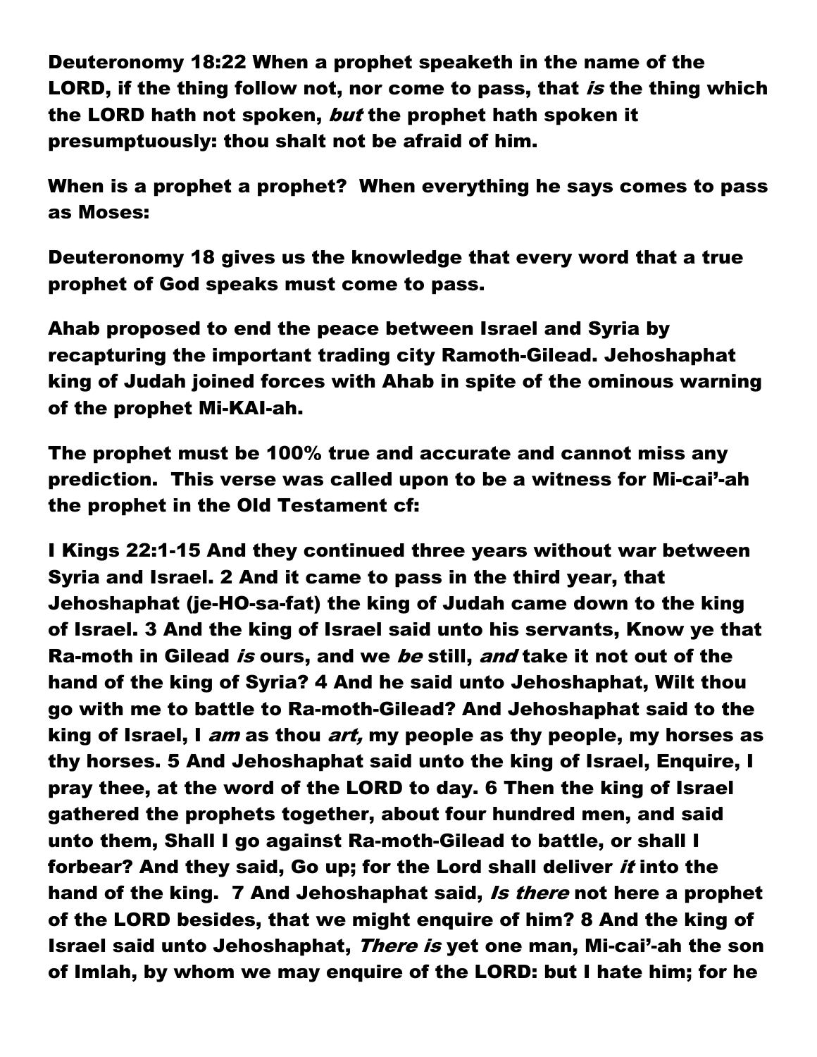**Deuteronomy 18:22 When a prophet speaketh in the name of the LORD, if the thing follow not, nor come to pass, that *is* the thing which the LORD hath not spoken, *but* the prophet hath spoken it presumptuously: thou shalt not be afraid of him.**

**When is a prophet a prophet? When everything he says comes to pass as Moses:**

**Deuteronomy 18 gives us the knowledge that every word that a true prophet of God speaks must come to pass.**

**Ahab proposed to end the peace between Israel and Syria by recapturing the important trading city Ramoth-Gilead. Jehoshaphat king of Judah joined forces with Ahab in spite of the ominous warning of the prophet Mi-KAI-ah.**

**The prophet must be 100% true and accurate and cannot miss any prediction. This verse was called upon to be a witness for Mi-cai'-ah the prophet in the Old Testament cf:**

**I Kings 22:1-15 And they continued three years without war between Syria and Israel. 2 And it came to pass in the third year, that Jehoshaphat (je-HO-sa-fat) the king of Judah came down to the king of Israel. 3 And the king of Israel said unto his servants, Know ye that Ra-moth in Gilead *is* ours, and we *be* still, *and* take it not out of the hand of the king of Syria? 4 And he said unto Jehoshaphat, Wilt thou go with me to battle to Ra-moth-Gilead? And Jehoshaphat said to the king of Israel, I *am* as thou *art,* my people as thy people, my horses as thy horses. 5 And Jehoshaphat said unto the king of Israel, Enquire, I pray thee, at the word of the LORD to day. 6 Then the king of Israel gathered the prophets together, about four hundred men, and said unto them, Shall I go against Ra-moth-Gilead to battle, or shall I forbear? And they said, Go up; for the Lord shall deliver *it* into the hand of the king. 7 And Jehoshaphat said, *Is there* not here a prophet of the LORD besides, that we might enquire of him? 8 And the king of Israel said unto Jehoshaphat, *There is* yet one man, Mi-cai'-ah the son of Imlah, by whom we may enquire of the LORD: but I hate him; for he**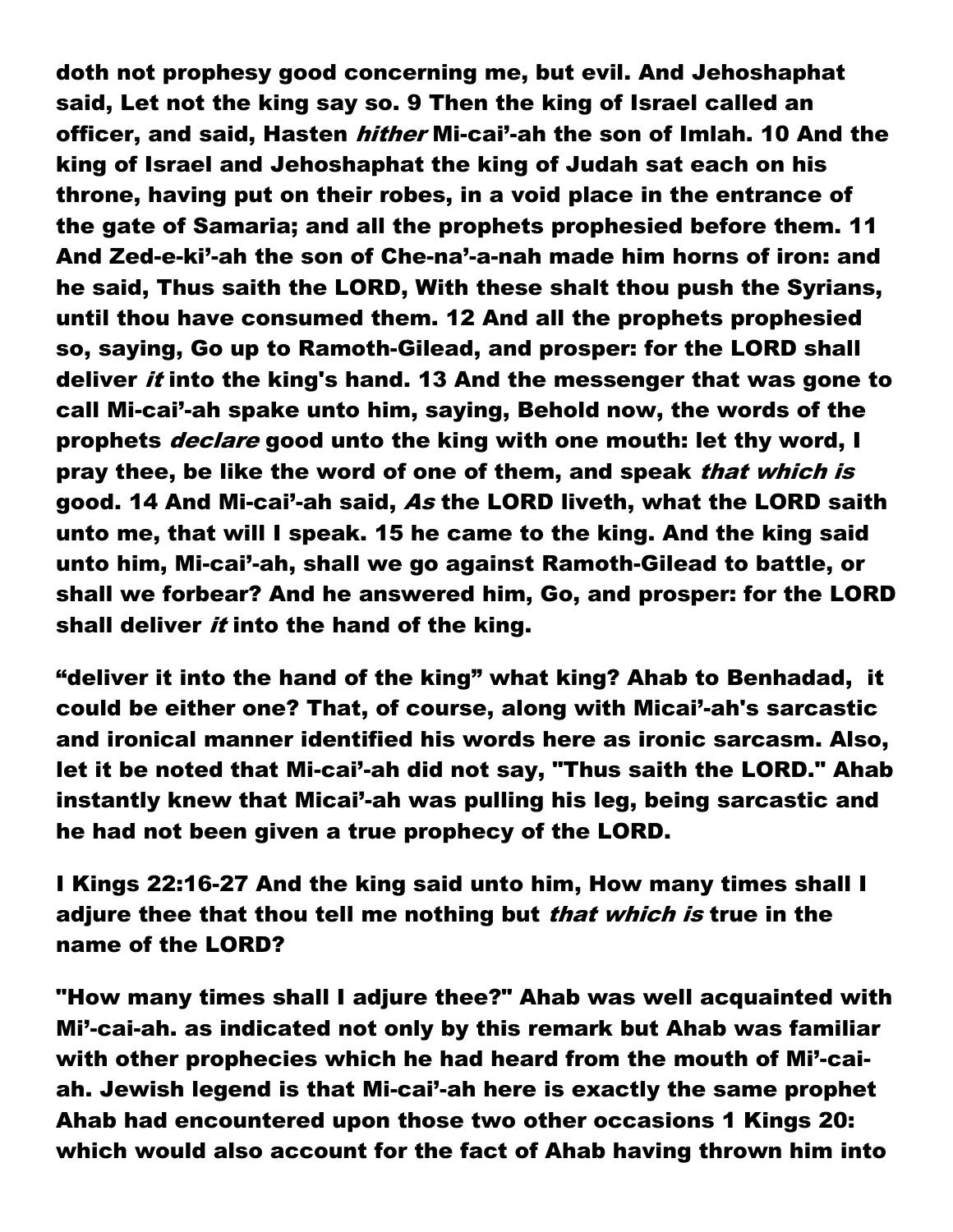**doth not prophesy good concerning me, but evil. And Jehoshaphat said, Let not the king say so. 9 Then the king of Israel called an officer, and said, Hasten *hither* Mi-cai'-ah the son of Imlah. 10 And the king of Israel and Jehoshaphat the king of Judah sat each on his throne, having put on their robes, in a void place in the entrance of the gate of Samaria; and all the prophets prophesied before them. 11 And Zed-e-ki'-ah the son of Che-na'-a-nah made him horns of iron: and he said, Thus saith the LORD, With these shalt thou push the Syrians, until thou have consumed them. 12 And all the prophets prophesied so, saying, Go up to Ramoth-Gilead, and prosper: for the LORD shall deliver *it* into the king's hand. 13 And the messenger that was gone to call Mi-cai'-ah spake unto him, saying, Behold now, the words of the prophets *declare* good unto the king with one mouth: let thy word, I pray thee, be like the word of one of them, and speak *that which is* good. 14 And Mi-cai'-ah said, *As* the LORD liveth, what the LORD saith unto me, that will I speak. 15 he came to the king. And the king said unto him, Mi-cai'-ah, shall we go against Ramoth-Gilead to battle, or shall we forbear? And he answered him, Go, and prosper: for the LORD shall deliver *it* into the hand of the king.**

**"deliver it into the hand of the king" what king? Ahab to Benhadad, it could be either one? That, of course, along with Micai'-ah's sarcastic and ironical manner identified his words here as ironic sarcasm. Also, let it be noted that Mi-cai'-ah did not say, "Thus saith the LORD." Ahab instantly knew that Micai'-ah was pulling his leg, being sarcastic and he had not been given a true prophecy of the LORD.**

**I Kings 22:16-27 And the king said unto him, How many times shall I adjure thee that thou tell me nothing but *that which is* true in the name of the LORD?**

**"How many times shall I adjure thee?" Ahab was well acquainted with Mi'-cai-ah. as indicated not only by this remark but Ahab was familiar with other prophecies which he had heard from the mouth of Mi'-cai-ah. Jewish legend is that Mi-cai'-ah here is exactly the same prophet Ahab had encountered upon those two other occasions 1 Kings 20: which would also account for the fact of Ahab having thrown him into**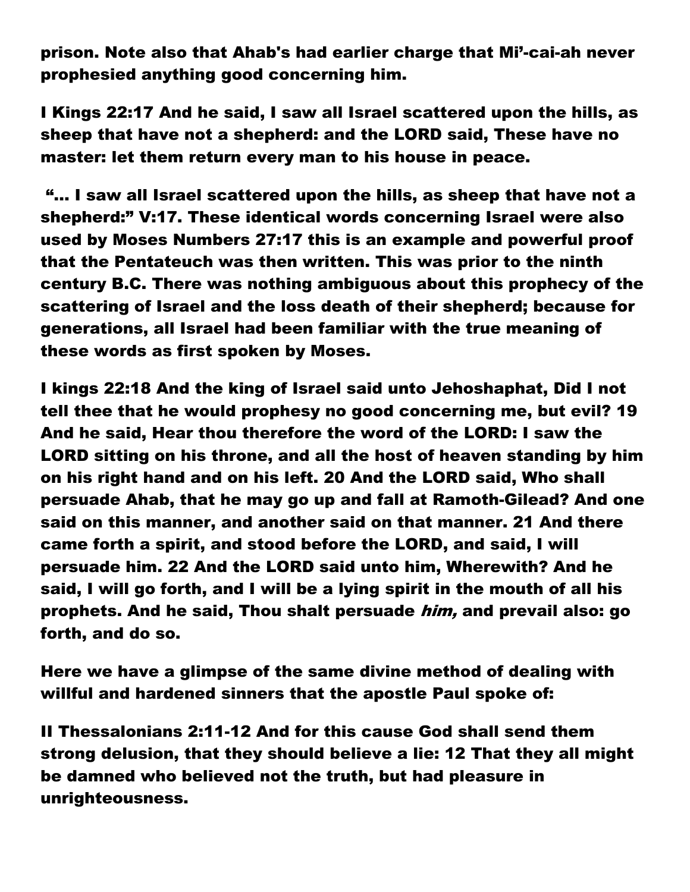**prison. Note also that Ahab's had earlier charge that Mi'-cai-ah never prophesied anything good concerning him.**

**I Kings 22:17 And he said, I saw all Israel scattered upon the hills, as sheep that have not a shepherd: and the LORD said, These have no master: let them return every man to his house in peace.**

**"... I saw all Israel scattered upon the hills, as sheep that have not a shepherd:" V:17. These identical words concerning Israel were also used by Moses Numbers 27:17 this is an example and powerful proof that the Pentateuch was then written. This was prior to the ninth century B.C. There was nothing ambiguous about this prophecy of the scattering of Israel and the loss death of their shepherd; because for generations, all Israel had been familiar with the true meaning of these words as first spoken by Moses.**

**I kings 22:18 And the king of Israel said unto Jehoshaphat, Did I not tell thee that he would prophesy no good concerning me, but evil? 19 And he said, Hear thou therefore the word of the LORD: I saw the LORD sitting on his throne, and all the host of heaven standing by him on his right hand and on his left. 20 And the LORD said, Who shall persuade Ahab, that he may go up and fall at Ramoth-Gilead? And one said on this manner, and another said on that manner. 21 And there came forth a spirit, and stood before the LORD, and said, I will persuade him. 22 And the LORD said unto him, Wherewith? And he said, I will go forth, and I will be a lying spirit in the mouth of all his prophets. And he said, Thou shalt persuade *him,* and prevail also: go forth, and do so.**

**Here we have a glimpse of the same divine method of dealing with willful and hardened sinners that the apostle Paul spoke of:**

**II Thessalonians 2:11-12 And for this cause God shall send them strong delusion, that they should believe a lie: 12 That they all might be damned who believed not the truth, but had pleasure in unrighteousness.**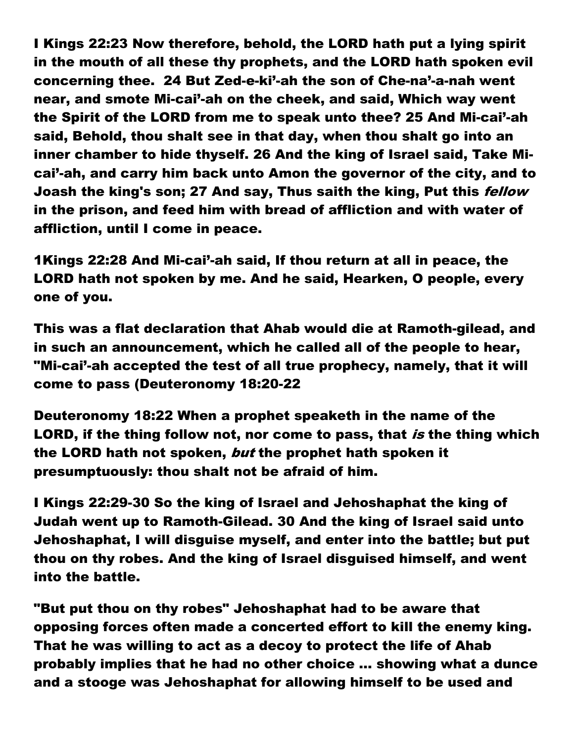**I Kings 22:23 Now therefore, behold, the LORD hath put a lying spirit in the mouth of all these thy prophets, and the LORD hath spoken evil concerning thee. 24 But Zed-e-ki'-ah the son of Che-na'-a-nah went near, and smote Mi-cai'-ah on the cheek, and said, Which way went the Spirit of the LORD from me to speak unto thee? 25 And Mi-cai'-ah said, Behold, thou shalt see in that day, when thou shalt go into an inner chamber to hide thyself. 26 And the king of Israel said, Take Mi-cai'-ah, and carry him back unto Amon the governor of the city, and to Joash the king's son; 27 And say, Thus saith the king, Put this *fellow* in the prison, and feed him with bread of affliction and with water of affliction, until I come in peace.**

**1Kings 22:28 And Mi-cai'-ah said, If thou return at all in peace, the LORD hath not spoken by me. And he said, Hearken, O people, every one of you.**

**This was a flat declaration that Ahab would die at Ramoth-gilead, and in such an announcement, which he called all of the people to hear, "Mi-cai'-ah accepted the test of all true prophecy, namely, that it will come to pass (Deuteronomy 18:20-22**

**Deuteronomy 18:22 When a prophet speaketh in the name of the LORD, if the thing follow not, nor come to pass, that *is* the thing which the LORD hath not spoken, *but* the prophet hath spoken it presumptuously: thou shalt not be afraid of him.**

**I Kings 22:29-30 So the king of Israel and Jehoshaphat the king of Judah went up to Ramoth-Gilead. 30 And the king of Israel said unto Jehoshaphat, I will disguise myself, and enter into the battle; but put thou on thy robes. And the king of Israel disguised himself, and went into the battle.**

**"But put thou on thy robes" Jehoshaphat had to be aware that opposing forces often made a concerted effort to kill the enemy king. That he was willing to act as a decoy to protect the life of Ahab probably implies that he had no other choice ... showing what a dunce and a stooge was Jehoshaphat for allowing himself to be used and**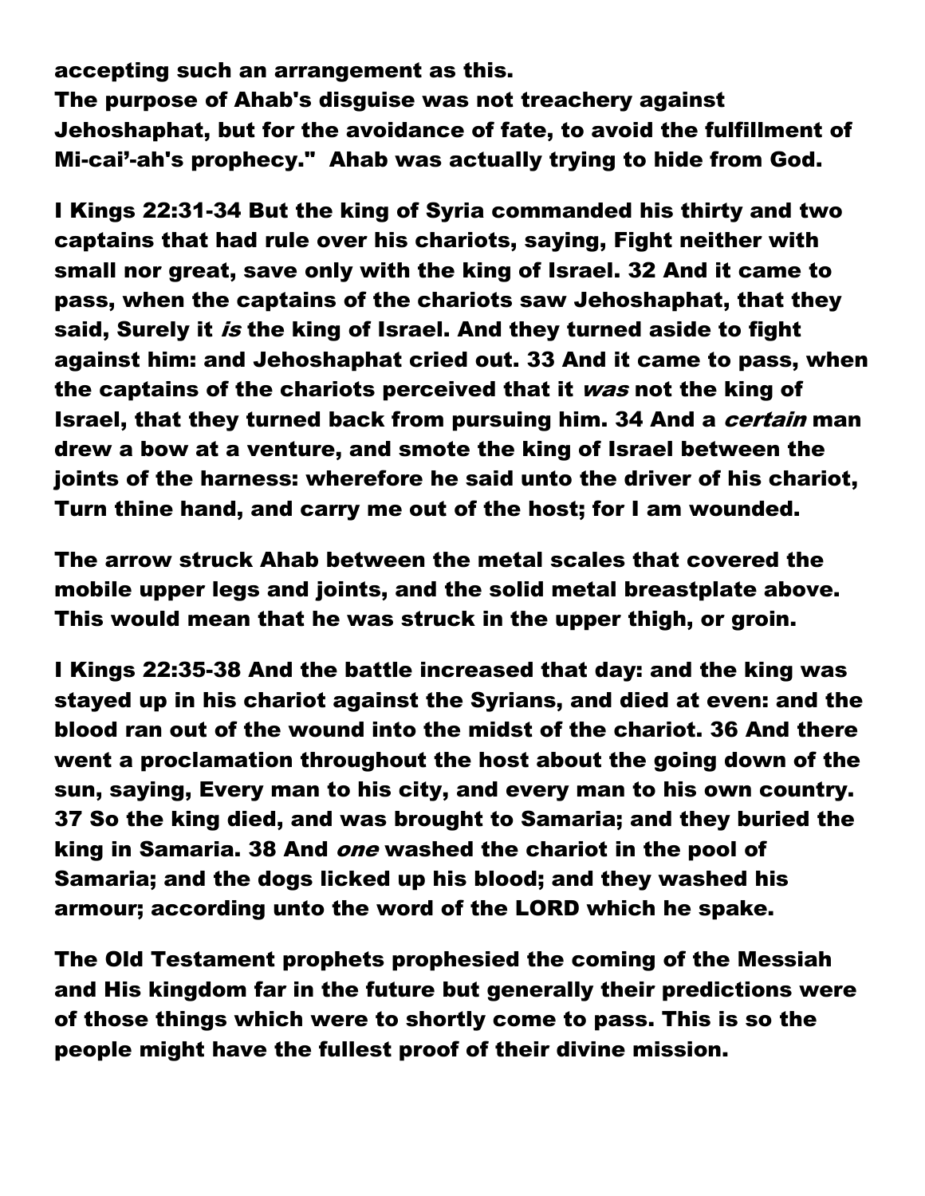accepting such an arrangement as this.
The purpose of Ahab's disguise was not treachery against Jehoshaphat, but for the avoidance of fate, to avoid the fulfillment of Mi-cai'-ah's prophecy."  Ahab was actually trying to hide from God.

I Kings 22:31-34 But the king of Syria commanded his thirty and two captains that had rule over his chariots, saying, Fight neither with small nor great, save only with the king of Israel. 32 And it came to pass, when the captains of the chariots saw Jehoshaphat, that they said, Surely it *is* the king of Israel. And they turned aside to fight against him: and Jehoshaphat cried out. 33 And it came to pass, when the captains of the chariots perceived that it *was* not the king of Israel, that they turned back from pursuing him. 34 And a *certain* man drew a bow at a venture, and smote the king of Israel between the joints of the harness: wherefore he said unto the driver of his chariot, Turn thine hand, and carry me out of the host; for I am wounded.

The arrow struck Ahab between the metal scales that covered the mobile upper legs and joints, and the solid metal breastplate above. This would mean that he was struck in the upper thigh, or groin.

I Kings 22:35-38 And the battle increased that day: and the king was stayed up in his chariot against the Syrians, and died at even: and the blood ran out of the wound into the midst of the chariot. 36 And there went a proclamation throughout the host about the going down of the sun, saying, Every man to his city, and every man to his own country. 37 So the king died, and was brought to Samaria; and they buried the king in Samaria. 38 And *one* washed the chariot in the pool of Samaria; and the dogs licked up his blood; and they washed his armour; according unto the word of the LORD which he spake.

The Old Testament prophets prophesied the coming of the Messiah and His kingdom far in the future but generally their predictions were of those things which were to shortly come to pass. This is so the people might have the fullest proof of their divine mission.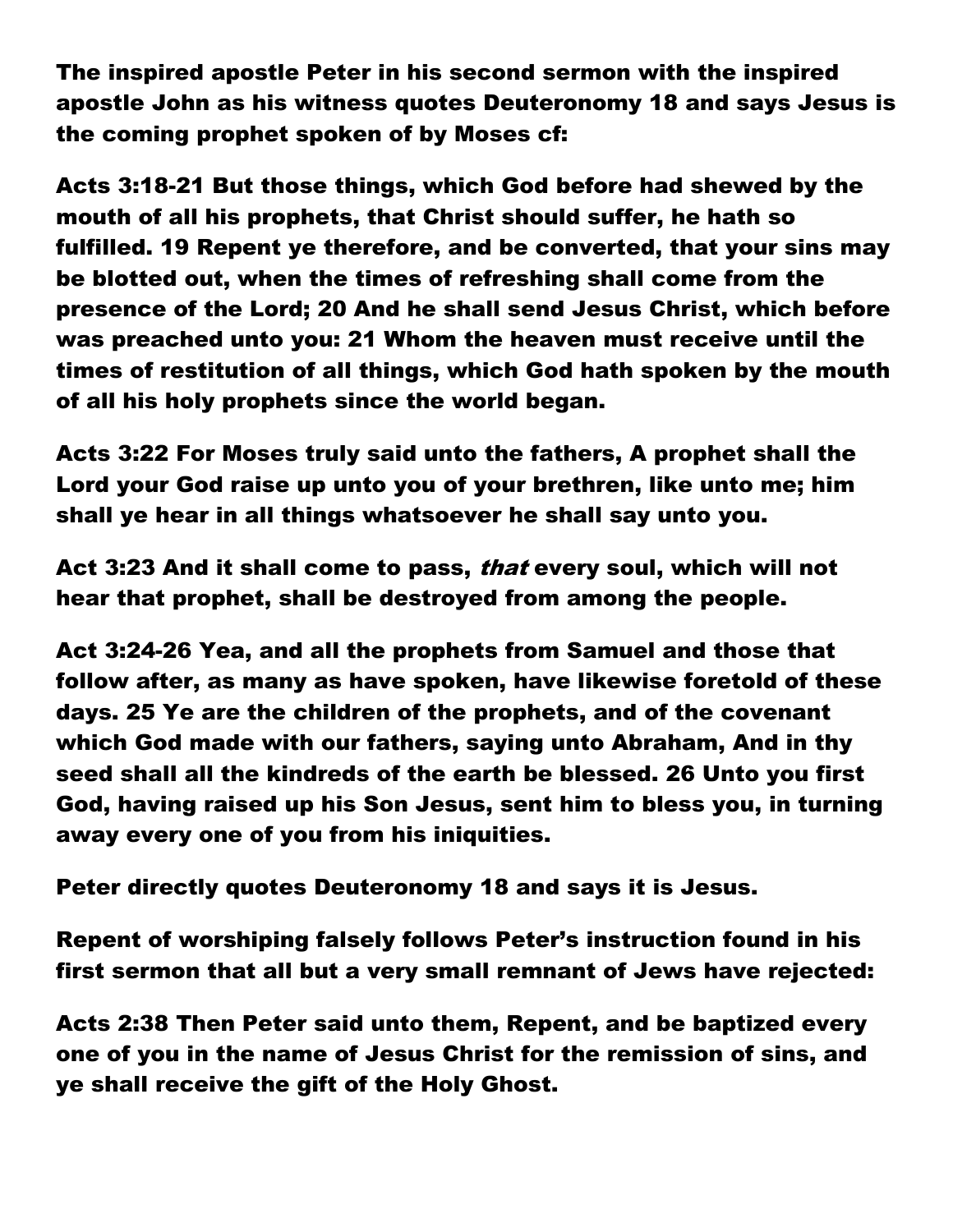**The inspired apostle Peter in his second sermon with the inspired apostle John as his witness quotes Deuteronomy 18 and says Jesus is the coming prophet spoken of by Moses cf:**

**Acts 3:18-21 But those things, which God before had shewed by the mouth of all his prophets, that Christ should suffer, he hath so fulfilled. 19 Repent ye therefore, and be converted, that your sins may be blotted out, when the times of refreshing shall come from the presence of the Lord; 20 And he shall send Jesus Christ, which before was preached unto you: 21 Whom the heaven must receive until the times of restitution of all things, which God hath spoken by the mouth of all his holy prophets since the world began.**

**Acts 3:22 For Moses truly said unto the fathers, A prophet shall the Lord your God raise up unto you of your brethren, like unto me; him shall ye hear in all things whatsoever he shall say unto you.**

**Act 3:23 And it shall come to pass, *that* every soul, which will not hear that prophet, shall be destroyed from among the people.**

**Act 3:24-26 Yea, and all the prophets from Samuel and those that follow after, as many as have spoken, have likewise foretold of these days. 25 Ye are the children of the prophets, and of the covenant which God made with our fathers, saying unto Abraham, And in thy seed shall all the kindreds of the earth be blessed. 26 Unto you first God, having raised up his Son Jesus, sent him to bless you, in turning away every one of you from his iniquities.**

**Peter directly quotes Deuteronomy 18 and says it is Jesus.**

**Repent of worshiping falsely follows Peter's instruction found in his first sermon that all but a very small remnant of Jews have rejected:**

**Acts 2:38 Then Peter said unto them, Repent, and be baptized every one of you in the name of Jesus Christ for the remission of sins, and ye shall receive the gift of the Holy Ghost.**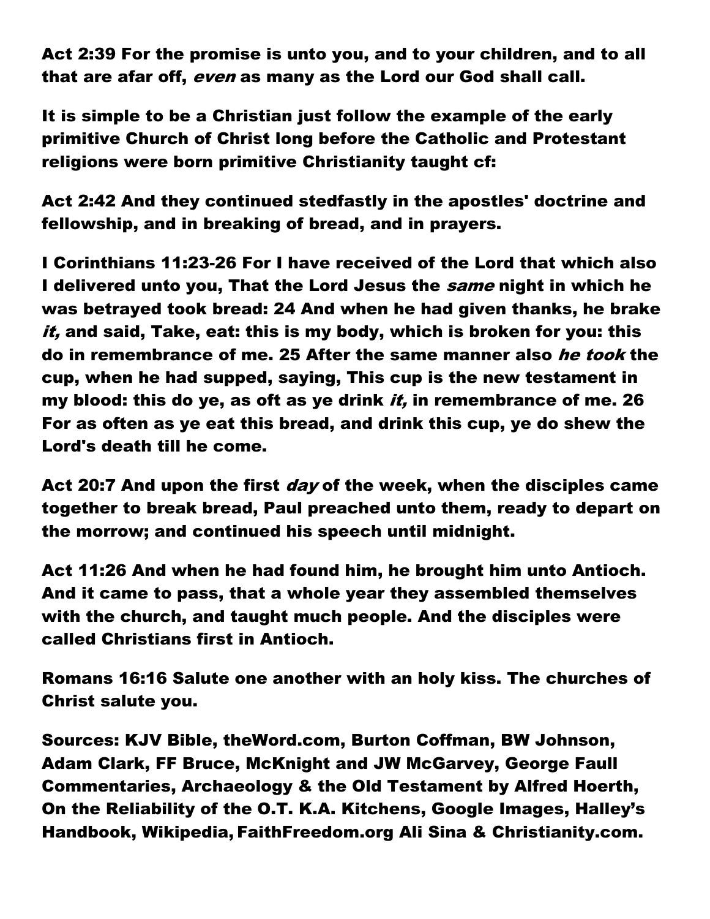**Act 2:39 For the promise is unto you, and to your children, and to all that are afar off, *even* as many as the Lord our God shall call.**

**It is simple to be a Christian just follow the example of the early primitive Church of Christ long before the Catholic and Protestant religions were born primitive Christianity taught cf:**

**Act 2:42 And they continued stedfastly in the apostles' doctrine and fellowship, and in breaking of bread, and in prayers.**

**I Corinthians 11:23-26 For I have received of the Lord that which also I delivered unto you, That the Lord Jesus the *same* night in which he was betrayed took bread: 24 And when he had given thanks, he brake *it,* and said, Take, eat: this is my body, which is broken for you: this do in remembrance of me. 25 After the same manner also *he took* the cup, when he had supped, saying, This cup is the new testament in my blood: this do ye, as oft as ye drink *it,* in remembrance of me. 26 For as often as ye eat this bread, and drink this cup, ye do shew the Lord's death till he come.**

**Act 20:7 And upon the first *day* of the week, when the disciples came together to break bread, Paul preached unto them, ready to depart on the morrow; and continued his speech until midnight.**

**Act 11:26 And when he had found him, he brought him unto Antioch. And it came to pass, that a whole year they assembled themselves with the church, and taught much people. And the disciples were called Christians first in Antioch.**

**Romans 16:16 Salute one another with an holy kiss. The churches of Christ salute you.**

**Sources: KJV Bible, theWord.com, Burton Coffman, BW Johnson, Adam Clark, FF Bruce, McKnight and JW McGarvey, George Faull Commentaries, Archaeology & the Old Testament by Alfred Hoerth, On the Reliability of the O.T. K.A. Kitchens, Google Images, Halley's Handbook, Wikipedia, FaithFreedom.org Ali Sina & Christianity.com.**